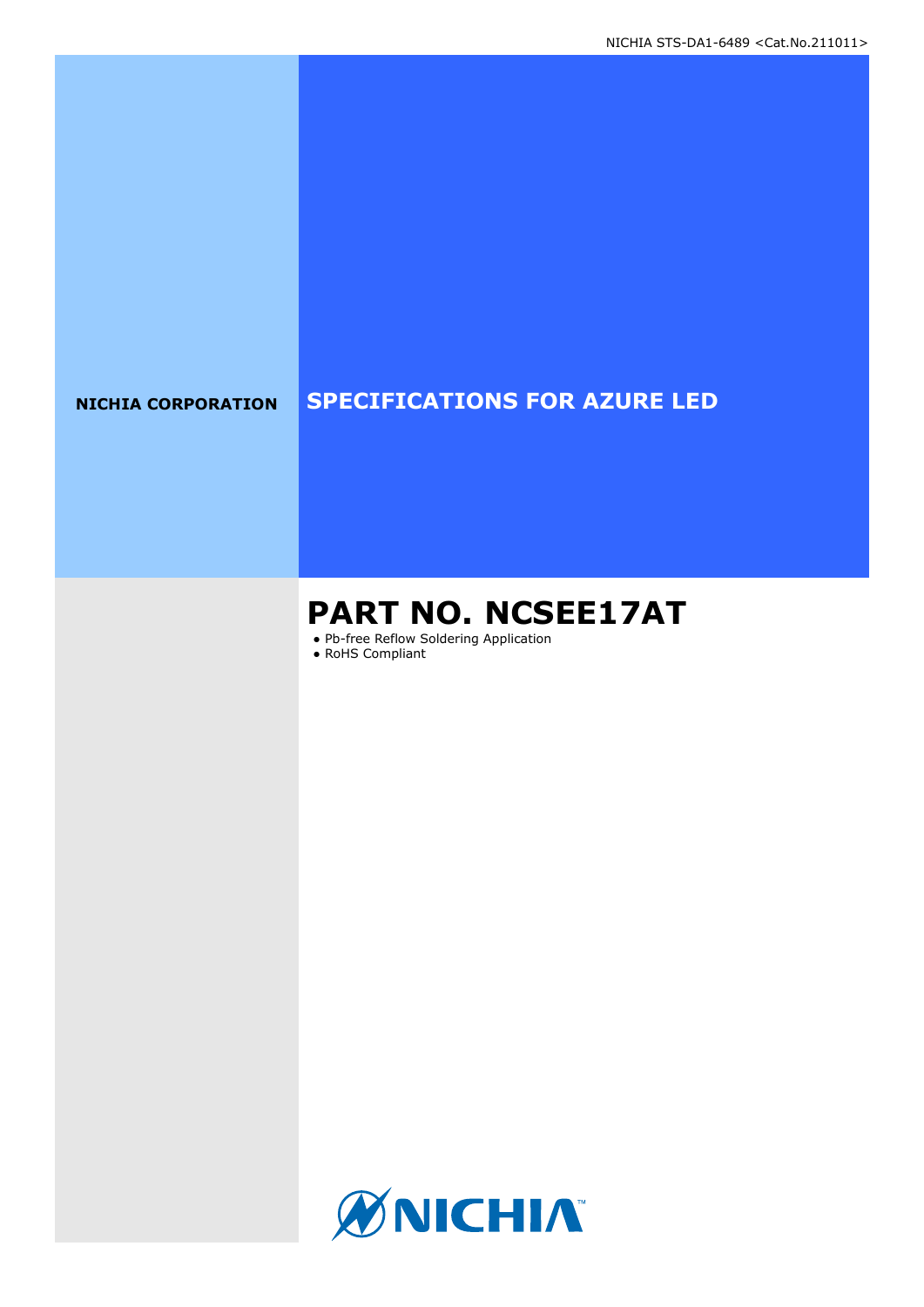NICHIA STS-DA1-6489 <Cat.No.211011>

**NICHIA CORPORATION**

# SPECIFICATIONS FOR AZURE LED

# PART NO. NCSEE17AT

- Pb-free Reflow Soldering Application
- RoHS Compliant

NICHIA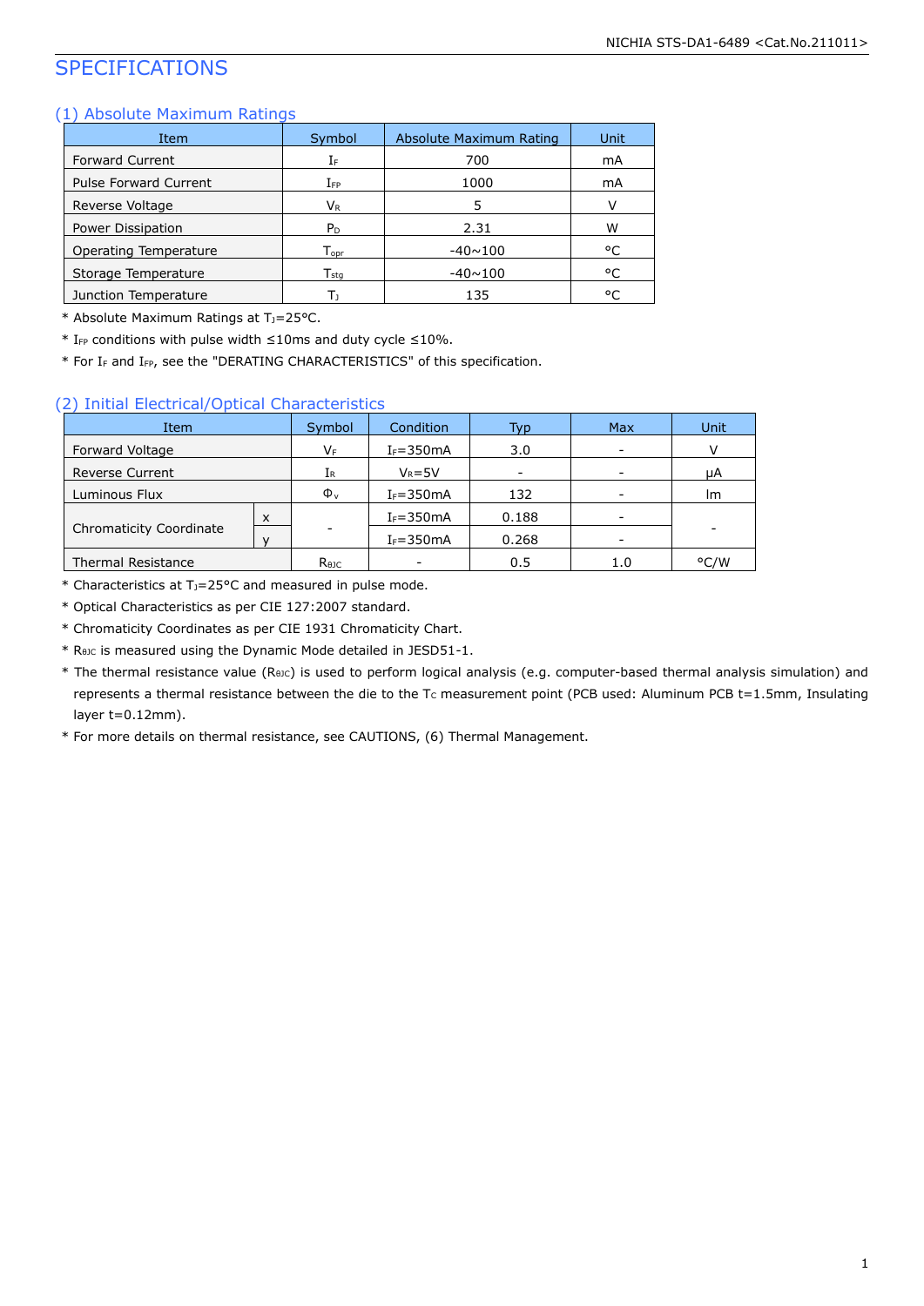# SPECIFICATIONS

## (1) Absolute Maximum Ratings

| Item | Symbol | Absolute Maximum Rating | Unit |
|---|---|---|---|
| Forward Current | $I_F$ | 700 | mA |
| Pulse Forward Current | $I_{FP}$ | 1000 | mA |
| Reverse Voltage | $V_R$ | 5 | V |
| Power Dissipation | $P_D$ | 2.31 | W |
| Operating Temperature | $T_{opr}$ | -40~100 | °C |
| Storage Temperature | $T_{stg}$ | -40~100 | °C |
| Junction Temperature | $T_J$ | 135 | °C |

* Absolute Maximum Ratings at $T_J$=25°C.
* $I_{FP}$ conditions with pulse width ≤10ms and duty cycle ≤10%.
* For $I_F$ and $I_{FP}$, see the "DERATING CHARACTERISTICS" of this specification.

## (2) Initial Electrical/Optical Characteristics

| Item | | Symbol | Condition | Typ | Max | Unit |
|---|---|---|---|---|---|---|
| Forward Voltage | | $V_F$ | $I_F$=350mA | 3.0 | - | V |
| Reverse Current | | $I_R$ | $V_R$=5V | - | - | μA |
| Luminous Flux | | $\Phi_v$ | $I_F$=350mA | 132 | - | lm |
| Chromaticity Coordinate | x | - | $I_F$=350mA | 0.188 | - | - |
| | y | | $I_F$=350mA | 0.268 | - | |
| Thermal Resistance | | $R_{\theta JC}$ | - | 0.5 | 1.0 | °C/W |

* Characteristics at $T_J$=25°C and measured in pulse mode.
* Optical Characteristics as per CIE 127:2007 standard.
* Chromaticity Coordinates as per CIE 1931 Chromaticity Chart.
* $R_{\theta JC}$ is measured using the Dynamic Mode detailed in JESD51-1.
* The thermal resistance value ($R_{\theta JC}$) is used to perform logical analysis (e.g. computer-based thermal analysis simulation) and represents a thermal resistance between the die to the $T_C$ measurement point (PCB used: Aluminum PCB t=1.5mm, Insulating layer t=0.12mm).
* For more details on thermal resistance, see CAUTIONS, (6) Thermal Management.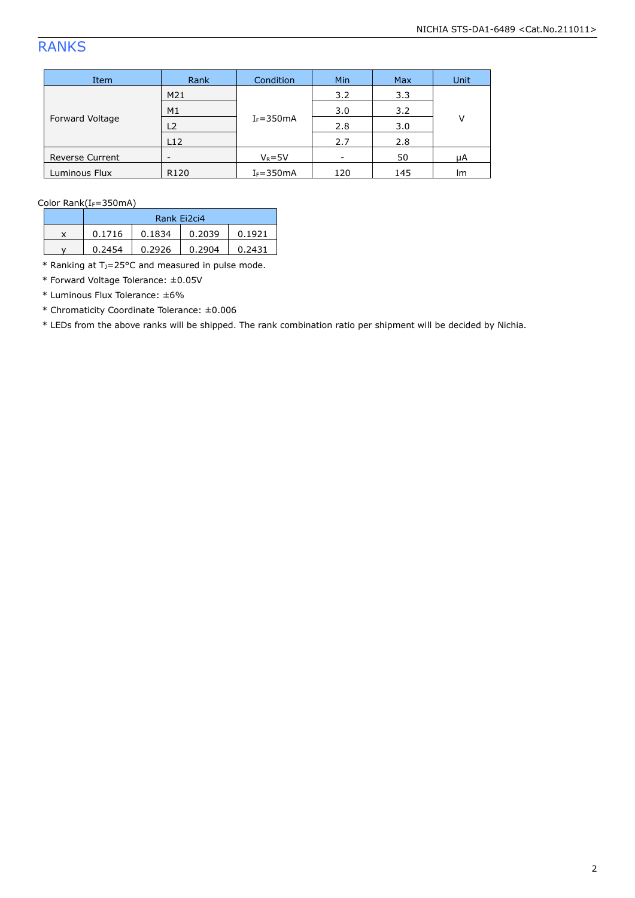## RANKS

| Item | Rank | Condition | Min | Max | Unit |
|---|---|---|---|---|---|
| Forward Voltage | M21 | $I_F$=350mA | 3.2 | 3.3 | V |
| | M1 | | 3.0 | 3.2 | |
| | L2 | | 2.8 | 3.0 | |
| | L12 | | 2.7 | 2.8 | |
| Reverse Current | - | $V_R$=5V | - | 50 | μA |
| Luminous Flux | R120 | $I_F$=350mA | 120 | 145 | lm |

Color Rank($I_F$=350mA)

| | Rank Ei2ci4 | | | |
|---|---|---|---|---|
| x | 0.1716 | 0.1834 | 0.2039 | 0.1921 |
| y | 0.2454 | 0.2926 | 0.2904 | 0.2431 |

* Ranking at $T_J$=25°C and measured in pulse mode.
* Forward Voltage Tolerance: ±0.05V
* Luminous Flux Tolerance: ±6%
* Chromaticity Coordinate Tolerance: ±0.006
* LEDs from the above ranks will be shipped. The rank combination ratio per shipment will be decided by Nichia.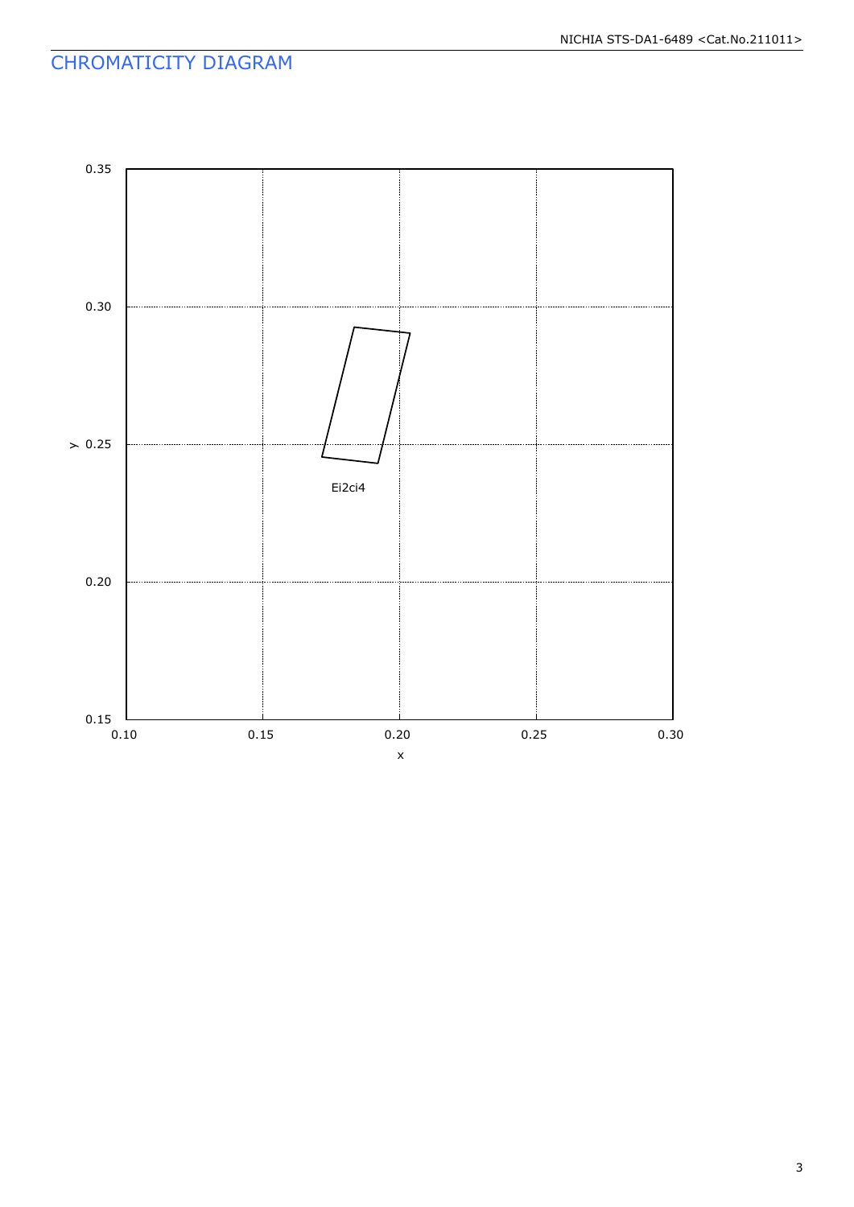## CHROMATICITY DIAGRAM

0.35

0.30

y 0.25

0.20

0.15

0.10 0.15 0.20 0.25 0.30

x

Ei2ci4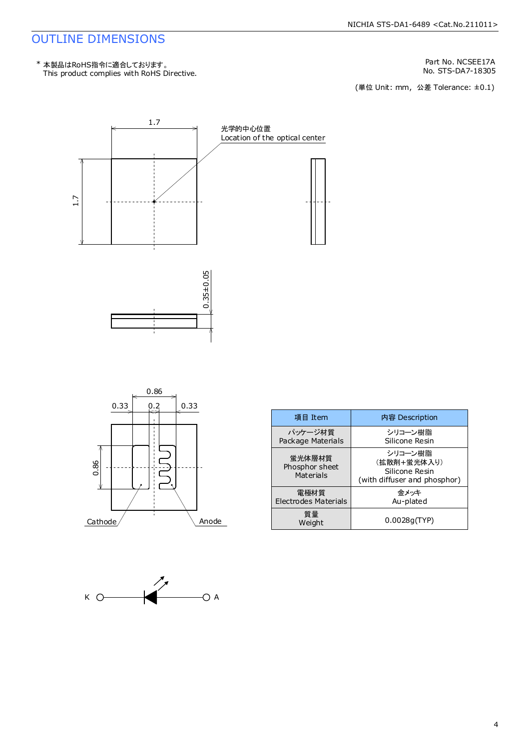# OUTLINE DIMENSIONS

\* 本製品はRoHS指令に適合しております。
This product complies with RoHS Directive.

Part No. NCSEE17A
No. STS-DA7-18305

(単位 Unit: mm, 公差 Tolerance: ±0.1)

1.7

1.7

光学的中心位置
Location of the optical center

0.35±0.05

0.86

0.33 0.2 0.33

0.86

Cathode

Anode

| 項目 Item | 内容 Description |
|---|---|
| パッケージ材質 Package Materials | シリコーン樹脂 Silicone Resin |
| 蛍光体層材質 Phosphor sheet Materials | シリコーン樹脂 (拡散剤+蛍光体入り) Silicone Resin (with diffuser and phosphor) |
| 電極材質 Electrodes Materials | 金メッキ Au-plated |
| 質量 Weight | 0.0028g(TYP) |

K A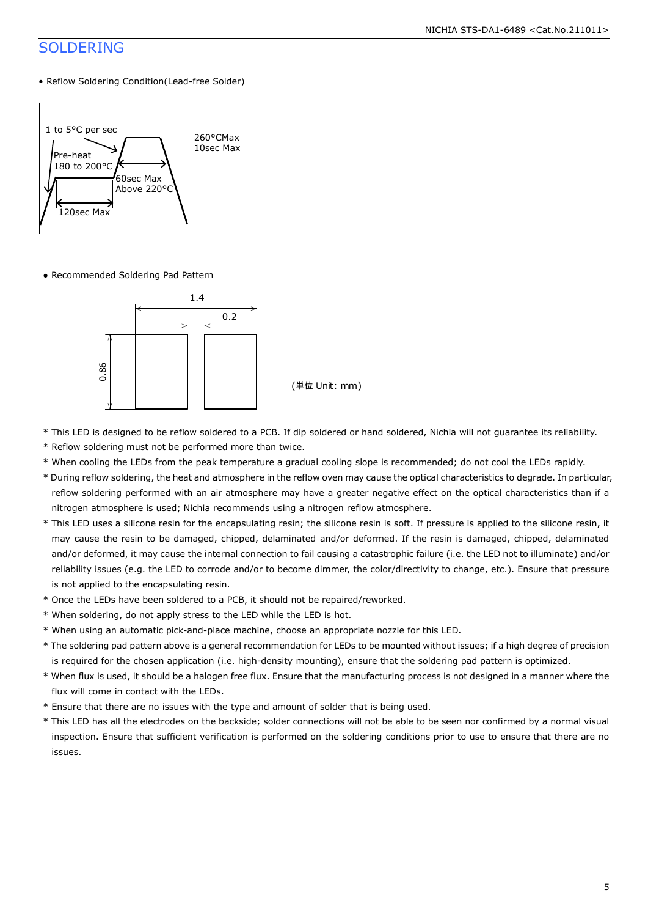## SOLDERING

- Reflow Soldering Condition(Lead-free Solder)

1 to 5°C per sec

260°CMax
10sec Max

Pre-heat
180 to 200°C

60sec Max
Above 220°C

120sec Max

- Recommended Soldering Pad Pattern

1.4

0.2

0.86

(単位 Unit: mm)

* This LED is designed to be reflow soldered to a PCB. If dip soldered or hand soldered, Nichia will not guarantee its reliability.
* Reflow soldering must not be performed more than twice.
* When cooling the LEDs from the peak temperature a gradual cooling slope is recommended; do not cool the LEDs rapidly.
* During reflow soldering, the heat and atmosphere in the reflow oven may cause the optical characteristics to degrade. In particular, reflow soldering performed with an air atmosphere may have a greater negative effect on the optical characteristics than if a nitrogen atmosphere is used; Nichia recommends using a nitrogen reflow atmosphere.
* This LED uses a silicone resin for the encapsulating resin; the silicone resin is soft. If pressure is applied to the silicone resin, it may cause the resin to be damaged, chipped, delaminated and/or deformed. If the resin is damaged, chipped, delaminated and/or deformed, it may cause the internal connection to fail causing a catastrophic failure (i.e. the LED not to illuminate) and/or reliability issues (e.g. the LED to corrode and/or to become dimmer, the color/directivity to change, etc.). Ensure that pressure is not applied to the encapsulating resin.
* Once the LEDs have been soldered to a PCB, it should not be repaired/reworked.
* When soldering, do not apply stress to the LED while the LED is hot.
* When using an automatic pick-and-place machine, choose an appropriate nozzle for this LED.
* The soldering pad pattern above is a general recommendation for LEDs to be mounted without issues; if a high degree of precision is required for the chosen application (i.e. high-density mounting), ensure that the soldering pad pattern is optimized.
* When flux is used, it should be a halogen free flux. Ensure that the manufacturing process is not designed in a manner where the flux will come in contact with the LEDs.
* Ensure that there are no issues with the type and amount of solder that is being used.
* This LED has all the electrodes on the backside; solder connections will not be able to be seen nor confirmed by a normal visual inspection. Ensure that sufficient verification is performed on the soldering conditions prior to use to ensure that there are no issues.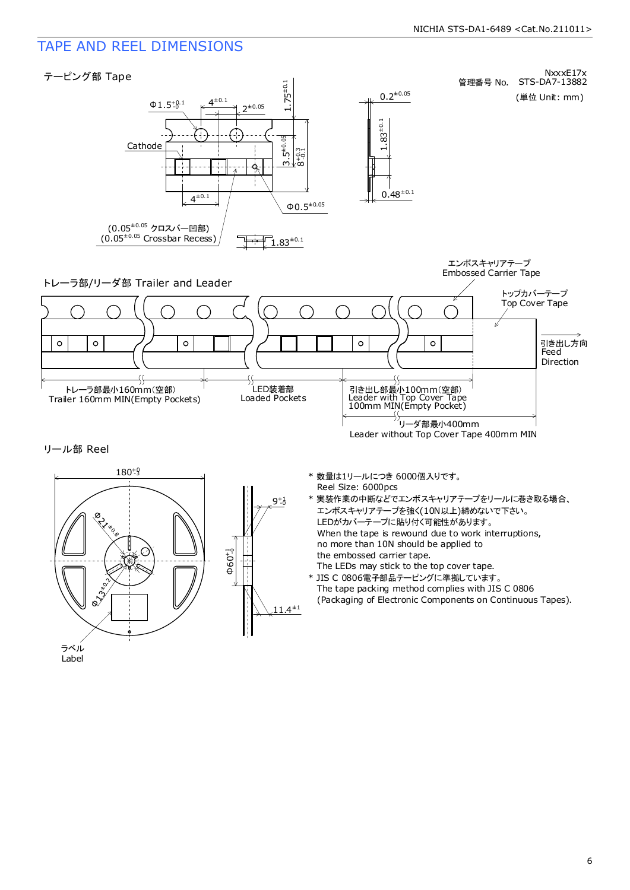# TAPE AND REEL DIMENSIONS

管理番号 No. NxxxE17x STS-DA7-13882

(単位 Unit: mm)

## テーピング部 Tape

Φ1.5 $^{+0.1}_{-0}$　4 $^{\pm0.1}$　2 $^{\pm0.05}$　1.75 $^{\pm0.1}$　0.2 $^{\pm0.05}$

Cathode　3.5 $^{\pm0.05}$　8 $^{+0.3}_{-0.1}$　1.83 $^{\pm0.1}$

4 $^{\pm0.1}$　Φ0.5 $^{\pm0.05}$　0.48 $^{\pm0.1}$

(0.05 $^{\pm0.05}$ クロスバー凹部)
(0.05 $^{\pm0.05}$ Crossbar Recess)　1.83 $^{\pm0.1}$

## トレーラ部/リーダ部 Trailer and Leader

エンボスキャリアテープ Embossed Carrier Tape

トップカバーテープ Top Cover Tape

引き出し方向 Feed Direction

トレーラ部最小160mm(空部) Trailer 160mm MIN(Empty Pockets)

LED装着部 Loaded Pockets

引き出し部最小100mm(空部) Leader with Top Cover Tape 100mm MIN(Empty Pocket)

リーダ部最小400mm Leader without Top Cover Tape 400mm MIN

## リール部 Reel

180 $^{+0}_{-3}$　Φ21 $^{\pm0.8}$　Φ13 $^{\pm0.2}$　Φ60 $^{+1}_{-0}$　9 $^{+1}_{-0}$　11.4 $^{\pm1}$

ラベル Label

* 数量は1リールにつき 6000個入りです。
  Reel Size: 6000pcs
* 実装作業の中断などでエンボスキャリアテープをリールに巻き取る場合、エンボスキャリアテープを強く(10N以上)締めないで下さい。
  LEDがカバーテープに貼り付く可能性があります。
  When the tape is rewound due to work interruptions, no more than 10N should be applied to the embossed carrier tape.
  The LEDs may stick to the top cover tape.
* JIS C 0806電子部品テーピングに準拠しています。
  The tape packing method complies with JIS C 0806 (Packaging of Electronic Components on Continuous Tapes).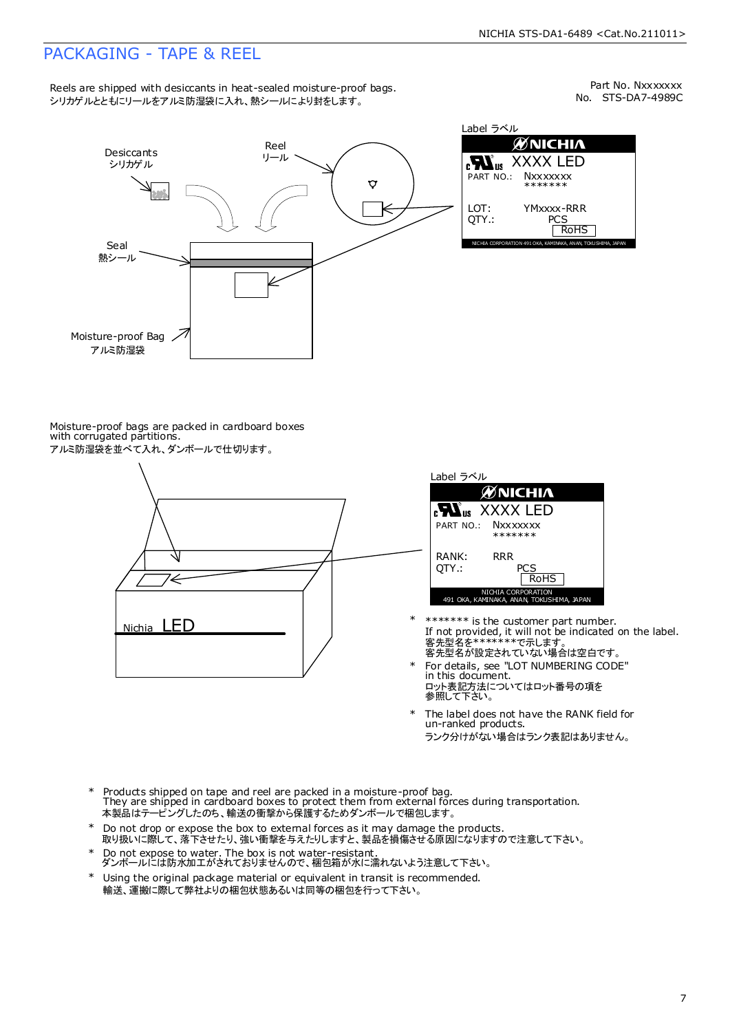# PACKAGING - TAPE & REEL

Reels are shipped with desiccants in heat-sealed moisture-proof bags.
シリカゲルとともにリールをアルミ防湿袋に入れ、熱シールにより封をします。

Part No. Nxxxxxxx
No. STS-DA7-4989C

Desiccants
シリカゲル

Reel
リール

Seal
熱シール

Moisture-proof Bag
アルミ防湿袋

Label ラベル

NICHIA
XXXX LED
PART NO.: Nxxxxxxx
*******
LOT: YMxxxx-RRR
QTY.: PCS
RoHS
NICHIA CORPORATION 491 OKA, KAMINAKA, ANAN, TOKUSHIMA, JAPAN

Moisture-proof bags are packed in cardboard boxes with corrugated partitions.
アルミ防湿袋を並べて入れ、ダンボールで仕切ります。

Nichia LED

Label ラベル

NICHIA
XXXX LED
PART NO.: Nxxxxxxx
*******
RANK: RRR
QTY.: PCS
RoHS
NICHIA CORPORATION
491 OKA, KAMINAKA, ANAN, TOKUSHIMA, JAPAN

- ******* is the customer part number.
  If not provided, it will not be indicated on the label.
  客先型名を*******で示します。
  客先型名が設定されていない場合は空白です。
- For details, see "LOT NUMBERING CODE" in this document.
  ロット表記方法についてはロット番号の項を参照して下さい。
- The label does not have the RANK field for un-ranked products.
  ランク分けがない場合はランク表記はありません。

- Products shipped on tape and reel are packed in a moisture-proof bag.
  They are shipped in cardboard boxes to protect them from external forces during transportation.
  本製品はテーピングしたのち、輸送の衝撃から保護するためダンボールで梱包します。
- Do not drop or expose the box to external forces as it may damage the products.
  取り扱いに際して、落下させたり、強い衝撃を与えたりしますと、製品を損傷させる原因になりますので注意して下さい。
- Do not expose to water. The box is not water-resistant.
  ダンボールには防水加工がされておりませんので、梱包箱が水に濡れないよう注意して下さい。
- Using the original package material or equivalent in transit is recommended.
  輸送、運搬に際して弊社よりの梱包状態あるいは同等の梱包を行って下さい。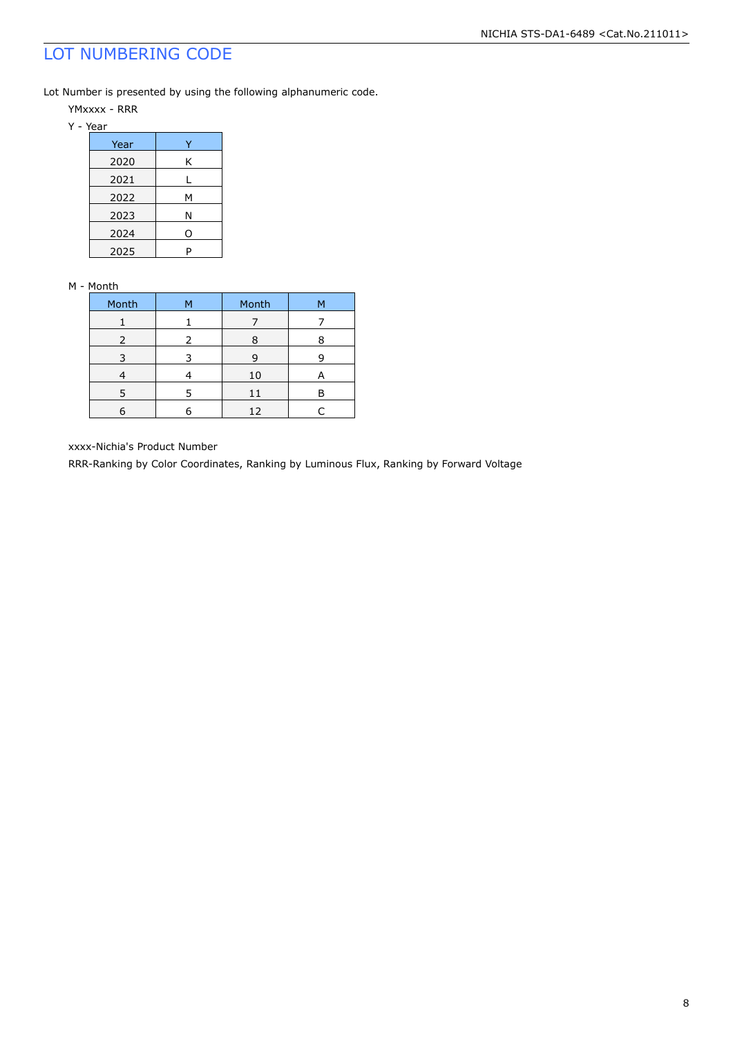# LOT NUMBERING CODE

Lot Number is presented by using the following alphanumeric code.

YMxxxx - RRR

Y - Year

| Year | Y |
|---|---|
| 2020 | K |
| 2021 | L |
| 2022 | M |
| 2023 | N |
| 2024 | O |
| 2025 | P |

M - Month

| Month | M | Month | M |
|---|---|---|---|
| 1 | 1 | 7 | 7 |
| 2 | 2 | 8 | 8 |
| 3 | 3 | 9 | 9 |
| 4 | 4 | 10 | A |
| 5 | 5 | 11 | B |
| 6 | 6 | 12 | C |

xxxx-Nichia's Product Number

RRR-Ranking by Color Coordinates, Ranking by Luminous Flux, Ranking by Forward Voltage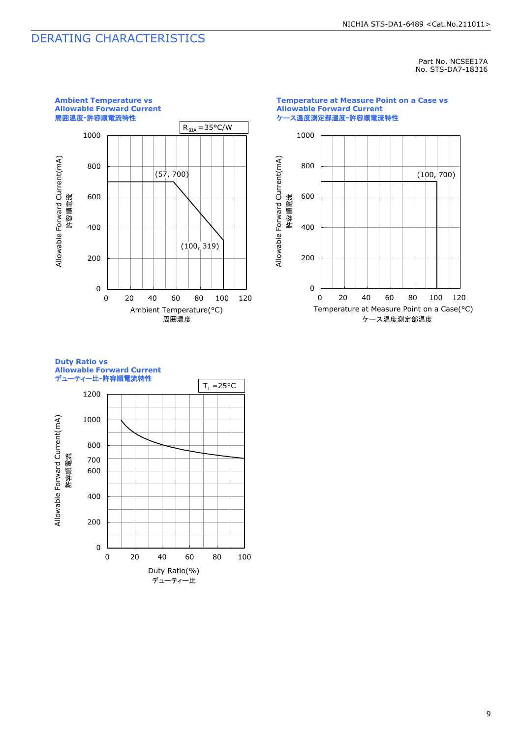# DERATING CHARACTERISTICS

Part No. NCSEE17A
No. STS-DA7-18316

**Ambient Temperature vs Allowable Forward Current**
**周囲温度-許容順電流特性**

$R_{\theta JA} = 35°C/W$

Allowable Forward Current(mA)
許容順電流

(57, 700)
(100, 319)

Ambient Temperature(°C)
周囲温度

**Temperature at Measure Point on a Case vs Allowable Forward Current**
**ケース温度測定部温度-許容順電流特性**

Allowable Forward Current(mA)
許容順電流

(100, 700)

Temperature at Measure Point on a Case(°C)
ケース温度測定部温度

**Duty Ratio vs Allowable Forward Current**
**デューティー比-許容順電流特性**

$T_J = 25°C$

Allowable Forward Current(mA)
許容順電流

Duty Ratio(%)
デューティー比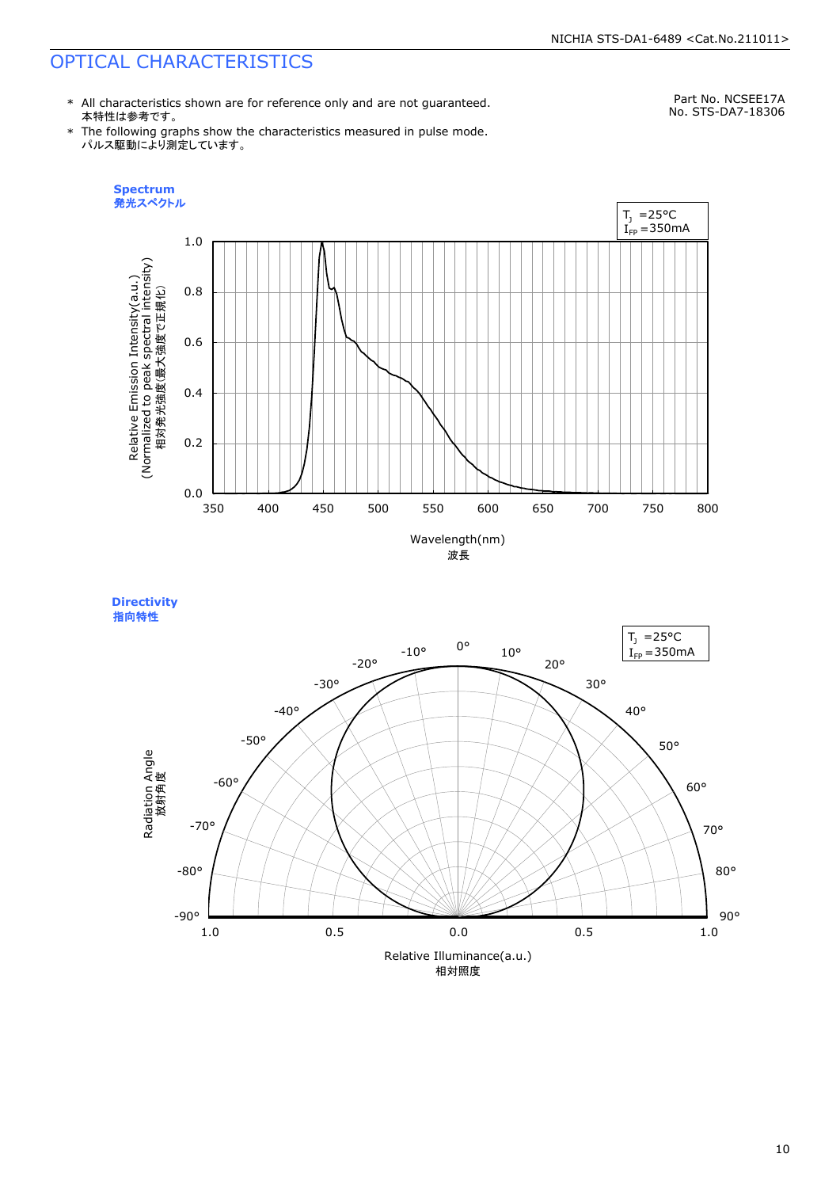# OPTICAL CHARACTERISTICS

Part No. NCSEE17A
No. STS-DA7-18306

- All characteristics shown are for reference only and are not guaranteed.
  本特性は参考です。
- The following graphs show the characteristics measured in pulse mode.
  パルス駆動により測定しています。

## Spectrum
発光スペクトル

$T_J$ =25°C
$I_{FP}$ =350mA

Relative Emission Intensity(a.u.)
(Normalized to peak spectral intensity)
相対発光強度(最大強度で正規化)

Wavelength(nm)
波長

## Directivity
指向特性

$T_J$ =25°C
$I_{FP}$ =350mA

Radiation Angle
放射角度

Relative Illuminance(a.u.)
相対照度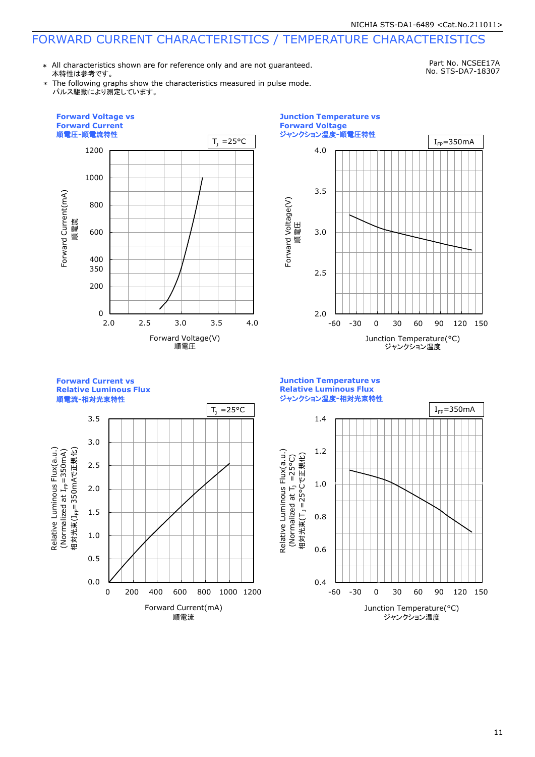# FORWARD CURRENT CHARACTERISTICS / TEMPERATURE CHARACTERISTICS

Part No. NCSEE17A
No. STS-DA7-18307

* All characteristics shown are for reference only and are not guaranteed.
  本特性は参考です。
* The following graphs show the characteristics measured in pulse mode.
  パルス駆動により測定しています。

**Forward Voltage vs Forward Current**
**順電圧-順電流特性**

$T_J$ =25°C

Forward Current(mA) 順電流: 0, 200, 350, 400, 600, 800, 1000, 1200

Forward Voltage(V) 順電圧: 2.0, 2.5, 3.0, 3.5, 4.0

**Junction Temperature vs Forward Voltage**
**ジャンクション温度-順電圧特性**

$I_{FP}$=350mA

Forward Voltage(V) 順電圧: 2.0, 2.5, 3.0, 3.5, 4.0

Junction Temperature(°C) ジャンクション温度: -60, -30, 0, 30, 60, 90, 120, 150

**Forward Current vs Relative Luminous Flux**
**順電流-相対光束特性**

$T_J$ =25°C

Relative Luminous Flux(a.u.) (Normalized at $I_{FP}$=350mA) 相対光束($I_{FP}$=350mAで正規化): 0.0, 0.5, 1.0, 1.5, 2.0, 2.5, 3.0, 3.5

Forward Current(mA) 順電流: 0, 200, 400, 600, 800, 1000, 1200

**Junction Temperature vs Relative Luminous Flux**
**ジャンクション温度-相対光束特性**

$I_{FP}$=350mA

Relative Luminous Flux(a.u.) (Normalized at $T_J$ =25°C) 相対光束($T_J$ =25°Cで正規化): 0.4, 0.6, 0.8, 1.0, 1.2, 1.4

Junction Temperature(°C) ジャンクション温度: -60, -30, 0, 30, 60, 90, 120, 150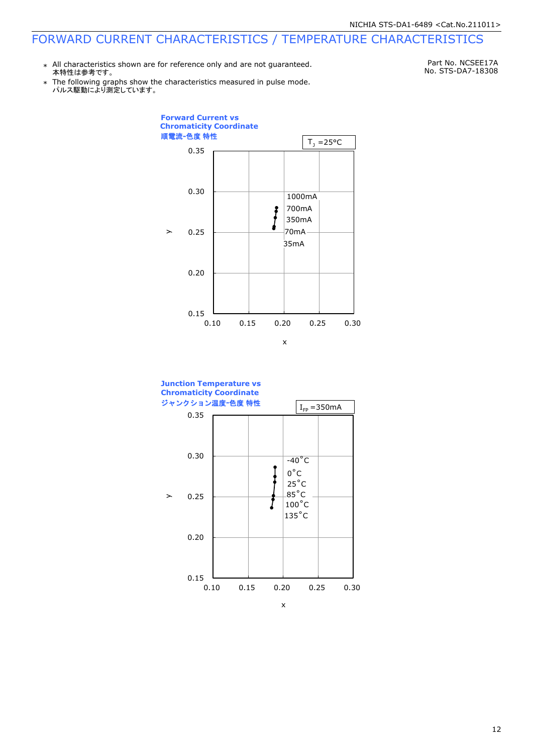# FORWARD CURRENT CHARACTERISTICS / TEMPERATURE CHARACTERISTICS

Part No. NCSEE17A
No. STS-DA7-18308

- ＊ All characteristics shown are for reference only and are not guaranteed.
  本特性は参考です。
- ＊ The following graphs show the characteristics measured in pulse mode.
  パルス駆動により測定しています。

**Forward Current vs Chromaticity Coordinate**
**順電流-色度 特性**

$T_J$ =25°C

y: 0.15–0.35; x: 0.10–0.30

1000mA
700mA
350mA
70mA
35mA

**Junction Temperature vs Chromaticity Coordinate**
**ジャンクション温度-色度 特性**

$I_{FP}$ =350mA

y: 0.15–0.35; x: 0.10–0.30

-40°C
0°C
25°C
85°C
100°C
135°C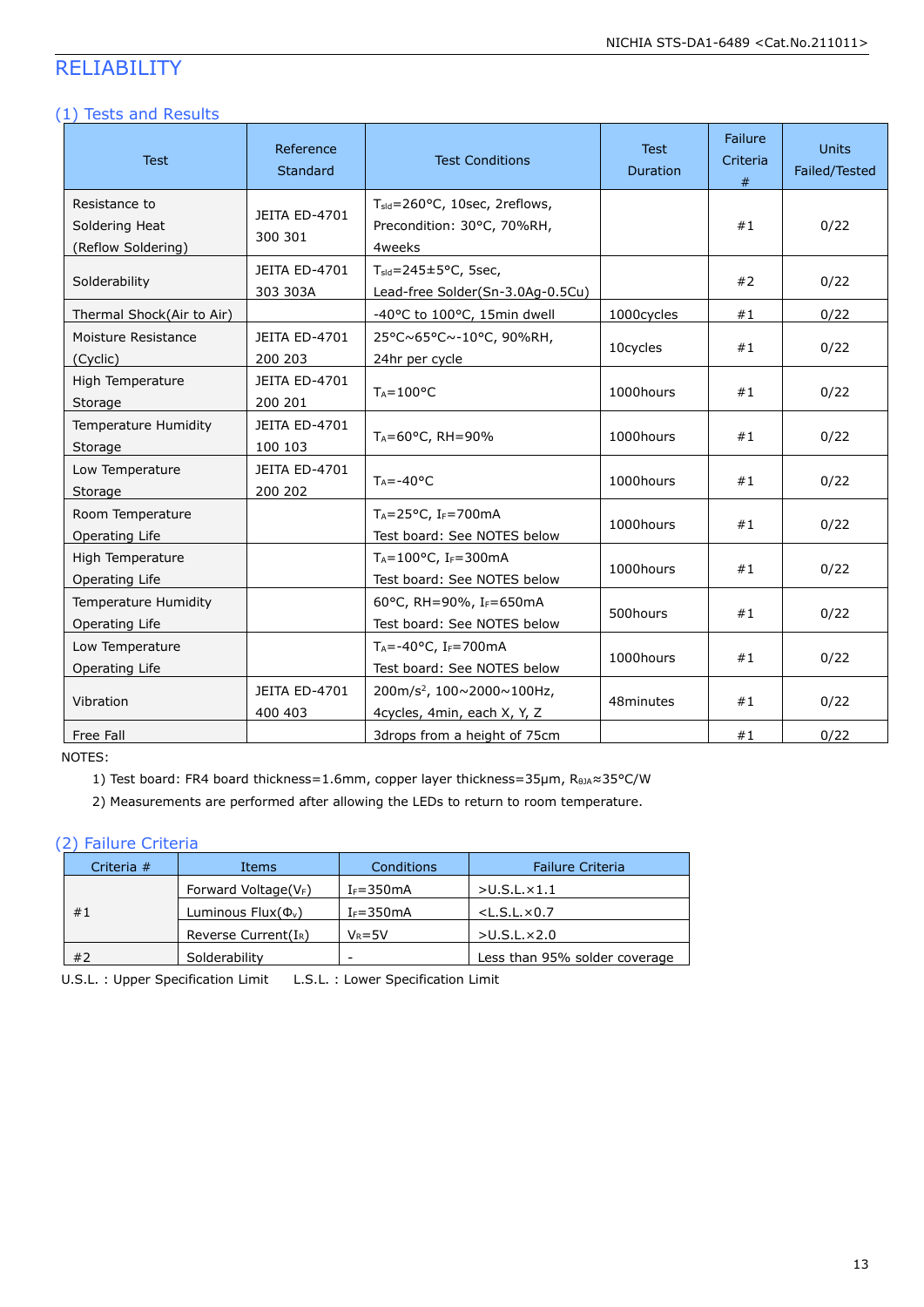# RELIABILITY

## (1) Tests and Results

| Test | Reference Standard | Test Conditions | Test Duration | Failure Criteria # | Units Failed/Tested |
|---|---|---|---|---|---|
| Resistance to Soldering Heat (Reflow Soldering) | JEITA ED-4701 300 301 | $T_{sld}$=260°C, 10sec, 2reflows, Precondition: 30°C, 70%RH, 4weeks | | #1 | 0/22 |
| Solderability | JEITA ED-4701 303 303A | $T_{sld}$=245±5°C, 5sec, Lead-free Solder(Sn-3.0Ag-0.5Cu) | | #2 | 0/22 |
| Thermal Shock(Air to Air) | | -40°C to 100°C, 15min dwell | 1000cycles | #1 | 0/22 |
| Moisture Resistance (Cyclic) | JEITA ED-4701 200 203 | 25°C~65°C~-10°C, 90%RH, 24hr per cycle | 10cycles | #1 | 0/22 |
| High Temperature Storage | JEITA ED-4701 200 201 | $T_A$=100°C | 1000hours | #1 | 0/22 |
| Temperature Humidity Storage | JEITA ED-4701 100 103 | $T_A$=60°C, RH=90% | 1000hours | #1 | 0/22 |
| Low Temperature Storage | JEITA ED-4701 200 202 | $T_A$=-40°C | 1000hours | #1 | 0/22 |
| Room Temperature Operating Life | | $T_A$=25°C, $I_F$=700mA Test board: See NOTES below | 1000hours | #1 | 0/22 |
| High Temperature Operating Life | | $T_A$=100°C, $I_F$=300mA Test board: See NOTES below | 1000hours | #1 | 0/22 |
| Temperature Humidity Operating Life | | 60°C, RH=90%, $I_F$=650mA Test board: See NOTES below | 500hours | #1 | 0/22 |
| Low Temperature Operating Life | | $T_A$=-40°C, $I_F$=700mA Test board: See NOTES below | 1000hours | #1 | 0/22 |
| Vibration | JEITA ED-4701 400 403 | 200m/s$^2$, 100~2000~100Hz, 4cycles, 4min, each X, Y, Z | 48minutes | #1 | 0/22 |
| Free Fall | | 3drops from a height of 75cm | | #1 | 0/22 |

NOTES:

1) Test board: FR4 board thickness=1.6mm, copper layer thickness=35μm, $R_{\theta JA}$≈35°C/W

2) Measurements are performed after allowing the LEDs to return to room temperature.

## (2) Failure Criteria

| Criteria # | Items | Conditions | Failure Criteria |
|---|---|---|---|
| #1 | Forward Voltage($V_F$) | $I_F$=350mA | >U.S.L.×1.1 |
| | Luminous Flux($\Phi_v$) | $I_F$=350mA | <L.S.L.×0.7 |
| | Reverse Current($I_R$) | $V_R$=5V | >U.S.L.×2.0 |
| #2 | Solderability | - | Less than 95% solder coverage |

U.S.L. : Upper Specification Limit    L.S.L. : Lower Specification Limit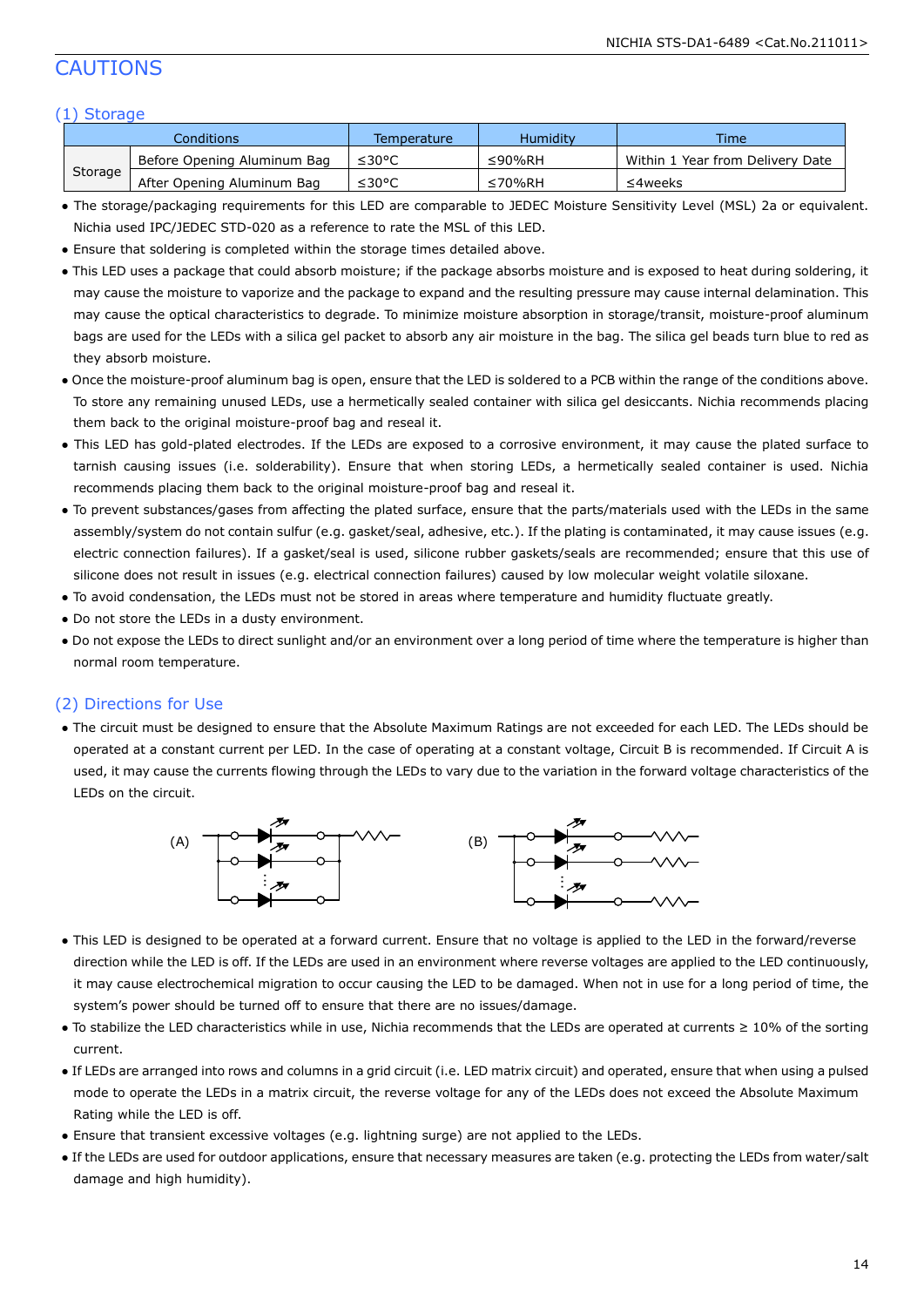# CAUTIONS

## (1) Storage

| Conditions | | Temperature | Humidity | Time |
|---|---|---|---|---|
| Storage | Before Opening Aluminum Bag | ≤30°C | ≤90%RH | Within 1 Year from Delivery Date |
| | After Opening Aluminum Bag | ≤30°C | ≤70%RH | ≤4weeks |

- The storage/packaging requirements for this LED are comparable to JEDEC Moisture Sensitivity Level (MSL) 2a or equivalent. Nichia used IPC/JEDEC STD-020 as a reference to rate the MSL of this LED.
- Ensure that soldering is completed within the storage times detailed above.
- This LED uses a package that could absorb moisture; if the package absorbs moisture and is exposed to heat during soldering, it may cause the moisture to vaporize and the package to expand and the resulting pressure may cause internal delamination. This may cause the optical characteristics to degrade. To minimize moisture absorption in storage/transit, moisture-proof aluminum bags are used for the LEDs with a silica gel packet to absorb any air moisture in the bag. The silica gel beads turn blue to red as they absorb moisture.
- Once the moisture-proof aluminum bag is open, ensure that the LED is soldered to a PCB within the range of the conditions above. To store any remaining unused LEDs, use a hermetically sealed container with silica gel desiccants. Nichia recommends placing them back to the original moisture-proof bag and reseal it.
- This LED has gold-plated electrodes. If the LEDs are exposed to a corrosive environment, it may cause the plated surface to tarnish causing issues (i.e. solderability). Ensure that when storing LEDs, a hermetically sealed container is used. Nichia recommends placing them back to the original moisture-proof bag and reseal it.
- To prevent substances/gases from affecting the plated surface, ensure that the parts/materials used with the LEDs in the same assembly/system do not contain sulfur (e.g. gasket/seal, adhesive, etc.). If the plating is contaminated, it may cause issues (e.g. electric connection failures). If a gasket/seal is used, silicone rubber gaskets/seals are recommended; ensure that this use of silicone does not result in issues (e.g. electrical connection failures) caused by low molecular weight volatile siloxane.
- To avoid condensation, the LEDs must not be stored in areas where temperature and humidity fluctuate greatly.
- Do not store the LEDs in a dusty environment.
- Do not expose the LEDs to direct sunlight and/or an environment over a long period of time where the temperature is higher than normal room temperature.

## (2) Directions for Use

- The circuit must be designed to ensure that the Absolute Maximum Ratings are not exceeded for each LED. The LEDs should be operated at a constant current per LED. In the case of operating at a constant voltage, Circuit B is recommended. If Circuit A is used, it may cause the currents flowing through the LEDs to vary due to the variation in the forward voltage characteristics of the LEDs on the circuit.

(A) (B)

- This LED is designed to be operated at a forward current. Ensure that no voltage is applied to the LED in the forward/reverse direction while the LED is off. If the LEDs are used in an environment where reverse voltages are applied to the LED continuously, it may cause electrochemical migration to occur causing the LED to be damaged. When not in use for a long period of time, the system's power should be turned off to ensure that there are no issues/damage.
- To stabilize the LED characteristics while in use, Nichia recommends that the LEDs are operated at currents ≥ 10% of the sorting current.
- If LEDs are arranged into rows and columns in a grid circuit (i.e. LED matrix circuit) and operated, ensure that when using a pulsed mode to operate the LEDs in a matrix circuit, the reverse voltage for any of the LEDs does not exceed the Absolute Maximum Rating while the LED is off.
- Ensure that transient excessive voltages (e.g. lightning surge) are not applied to the LEDs.
- If the LEDs are used for outdoor applications, ensure that necessary measures are taken (e.g. protecting the LEDs from water/salt damage and high humidity).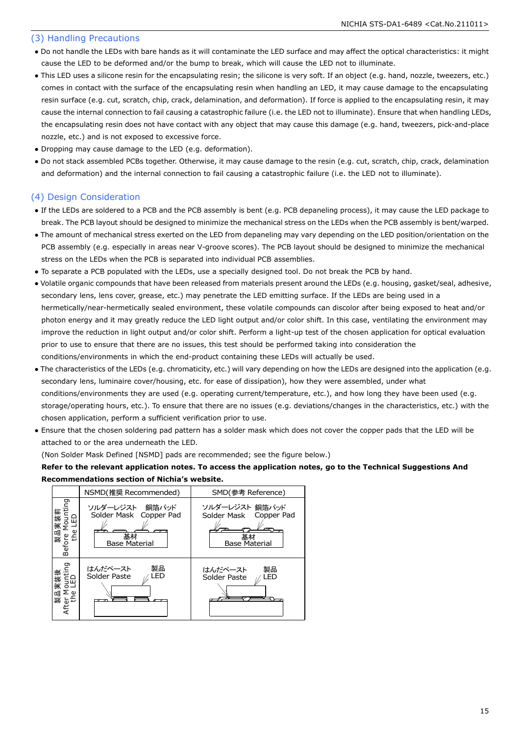## (3) Handling Precautions

- Do not handle the LEDs with bare hands as it will contaminate the LED surface and may affect the optical characteristics: it might cause the LED to be deformed and/or the bump to break, which will cause the LED not to illuminate.
- This LED uses a silicone resin for the encapsulating resin; the silicone is very soft. If an object (e.g. hand, nozzle, tweezers, etc.) comes in contact with the surface of the encapsulating resin when handling an LED, it may cause damage to the encapsulating resin surface (e.g. cut, scratch, chip, crack, delamination, and deformation). If force is applied to the encapsulating resin, it may cause the internal connection to fail causing a catastrophic failure (i.e. the LED not to illuminate). Ensure that when handling LEDs, the encapsulating resin does not have contact with any object that may cause this damage (e.g. hand, tweezers, pick-and-place nozzle, etc.) and is not exposed to excessive force.
- Dropping may cause damage to the LED (e.g. deformation).
- Do not stack assembled PCBs together. Otherwise, it may cause damage to the resin (e.g. cut, scratch, chip, crack, delamination and deformation) and the internal connection to fail causing a catastrophic failure (i.e. the LED not to illuminate).

## (4) Design Consideration

- If the LEDs are soldered to a PCB and the PCB assembly is bent (e.g. PCB depaneling process), it may cause the LED package to break. The PCB layout should be designed to minimize the mechanical stress on the LEDs when the PCB assembly is bent/warped.
- The amount of mechanical stress exerted on the LED from depaneling may vary depending on the LED position/orientation on the PCB assembly (e.g. especially in areas near V-groove scores). The PCB layout should be designed to minimize the mechanical stress on the LEDs when the PCB is separated into individual PCB assemblies.
- To separate a PCB populated with the LEDs, use a specially designed tool. Do not break the PCB by hand.
- Volatile organic compounds that have been released from materials present around the LEDs (e.g. housing, gasket/seal, adhesive, secondary lens, lens cover, grease, etc.) may penetrate the LED emitting surface. If the LEDs are being used in a hermetically/near-hermetically sealed environment, these volatile compounds can discolor after being exposed to heat and/or photon energy and it may greatly reduce the LED light output and/or color shift. In this case, ventilating the environment may improve the reduction in light output and/or color shift. Perform a light-up test of the chosen application for optical evaluation prior to use to ensure that there are no issues, this test should be performed taking into consideration the conditions/environments in which the end-product containing these LEDs will actually be used.
- The characteristics of the LEDs (e.g. chromaticity, etc.) will vary depending on how the LEDs are designed into the application (e.g. secondary lens, luminaire cover/housing, etc. for ease of dissipation), how they were assembled, under what conditions/environments they are used (e.g. operating current/temperature, etc.), and how long they have been used (e.g. storage/operating hours, etc.). To ensure that there are no issues (e.g. deviations/changes in the characteristics, etc.) with the chosen application, perform a sufficient verification prior to use.
- Ensure that the chosen soldering pad pattern has a solder mask which does not cover the copper pads that the LED will be attached to or the area underneath the LED.

  (Non Solder Mask Defined [NSMD] pads are recommended; see the figure below.)

  **Refer to the relevant application notes. To access the application notes, go to the Technical Suggestions And Recommendations section of Nichia's website.**

| | NSMD(推奨 Recommended) | SMD(参考 Reference) |
|---|---|---|
| 製品実装前 Before Mounting the LED | ソルダーレジスト Solder Mask / 銅箔パッド Copper Pad / 基材 Base Material | ソルダーレジスト Solder Mask / 銅箔パッド Copper Pad / 基材 Base Material |
| 製品実装後 After Mounting the LED | はんだペースト Solder Paste / 製品 LED | はんだペースト Solder Paste / 製品 LED |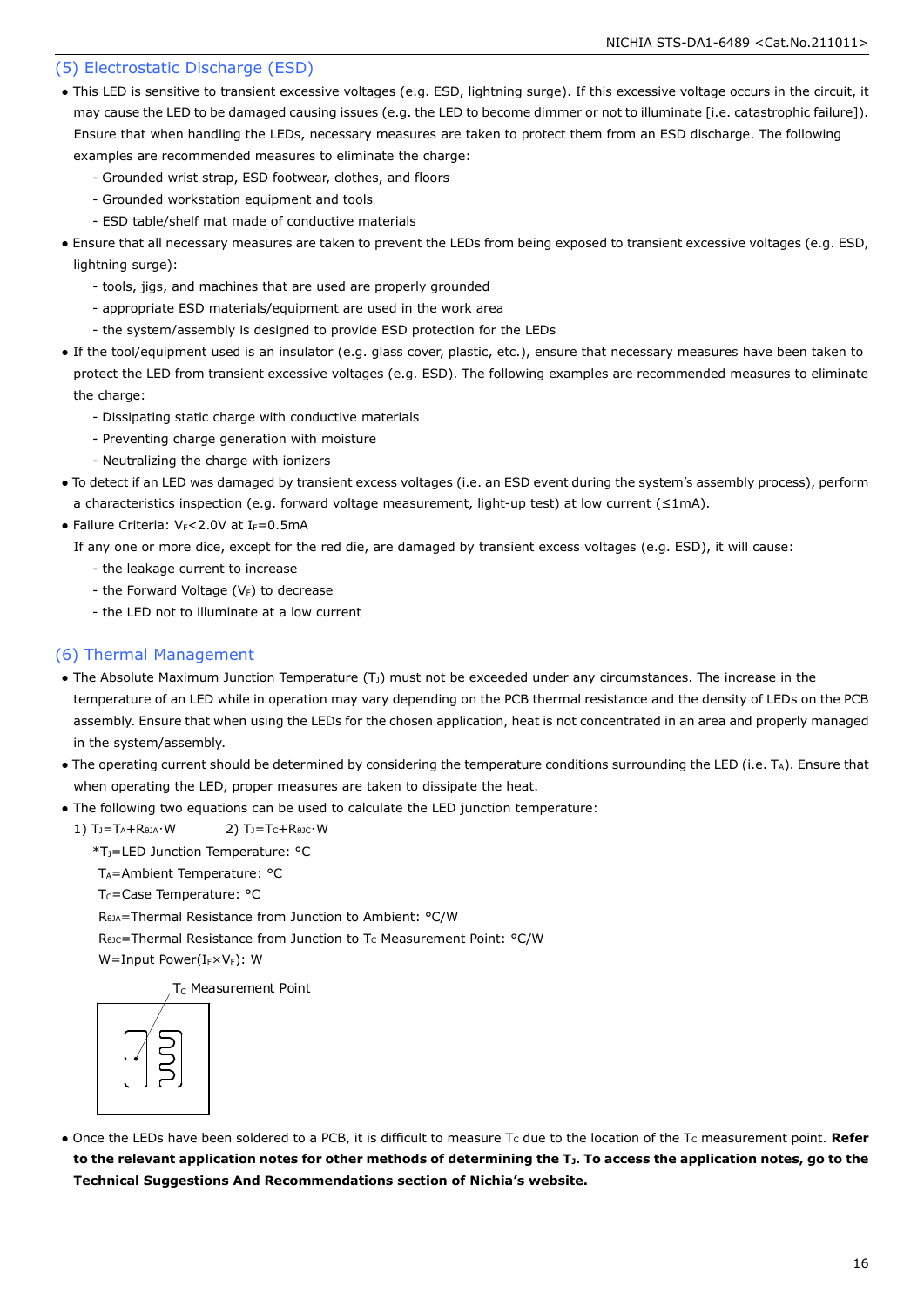## (5) Electrostatic Discharge (ESD)

- This LED is sensitive to transient excessive voltages (e.g. ESD, lightning surge). If this excessive voltage occurs in the circuit, it may cause the LED to be damaged causing issues (e.g. the LED to become dimmer or not to illuminate [i.e. catastrophic failure]). Ensure that when handling the LEDs, necessary measures are taken to protect them from an ESD discharge. The following examples are recommended measures to eliminate the charge:
  - Grounded wrist strap, ESD footwear, clothes, and floors
  - Grounded workstation equipment and tools
  - ESD table/shelf mat made of conductive materials
- Ensure that all necessary measures are taken to prevent the LEDs from being exposed to transient excessive voltages (e.g. ESD, lightning surge):
  - tools, jigs, and machines that are used are properly grounded
  - appropriate ESD materials/equipment are used in the work area
  - the system/assembly is designed to provide ESD protection for the LEDs
- If the tool/equipment used is an insulator (e.g. glass cover, plastic, etc.), ensure that necessary measures have been taken to protect the LED from transient excessive voltages (e.g. ESD). The following examples are recommended measures to eliminate the charge:
  - Dissipating static charge with conductive materials
  - Preventing charge generation with moisture
  - Neutralizing the charge with ionizers
- To detect if an LED was damaged by transient excess voltages (i.e. an ESD event during the system's assembly process), perform a characteristics inspection (e.g. forward voltage measurement, light-up test) at low current (≤1mA).
- Failure Criteria: $V_F$<2.0V at $I_F$=0.5mA

  If any one or more dice, except for the red die, are damaged by transient excess voltages (e.g. ESD), it will cause:
  - the leakage current to increase
  - the Forward Voltage ($V_F$) to decrease
  - the LED not to illuminate at a low current

## (6) Thermal Management

- The Absolute Maximum Junction Temperature ($T_J$) must not be exceeded under any circumstances. The increase in the temperature of an LED while in operation may vary depending on the PCB thermal resistance and the density of LEDs on the PCB assembly. Ensure that when using the LEDs for the chosen application, heat is not concentrated in an area and properly managed in the system/assembly.
- The operating current should be determined by considering the temperature conditions surrounding the LED (i.e. $T_A$). Ensure that when operating the LED, proper measures are taken to dissipate the heat.
- The following two equations can be used to calculate the LED junction temperature:

  1) $T_J=T_A+R_{\theta JA}\cdot W$  2) $T_J=T_C+R_{\theta JC}\cdot W$

  *$T_J$=LED Junction Temperature: °C

  $T_A$=Ambient Temperature: °C

  $T_C$=Case Temperature: °C

  $R_{\theta JA}$=Thermal Resistance from Junction to Ambient: °C/W

  $R_{\theta JC}$=Thermal Resistance from Junction to $T_C$ Measurement Point: °C/W

  W=Input Power($I_F \times V_F$): W

  $T_C$ Measurement Point

- Once the LEDs have been soldered to a PCB, it is difficult to measure $T_C$ due to the location of the $T_C$ measurement point. **Refer to the relevant application notes for other methods of determining the $T_J$. To access the application notes, go to the Technical Suggestions And Recommendations section of Nichia's website.**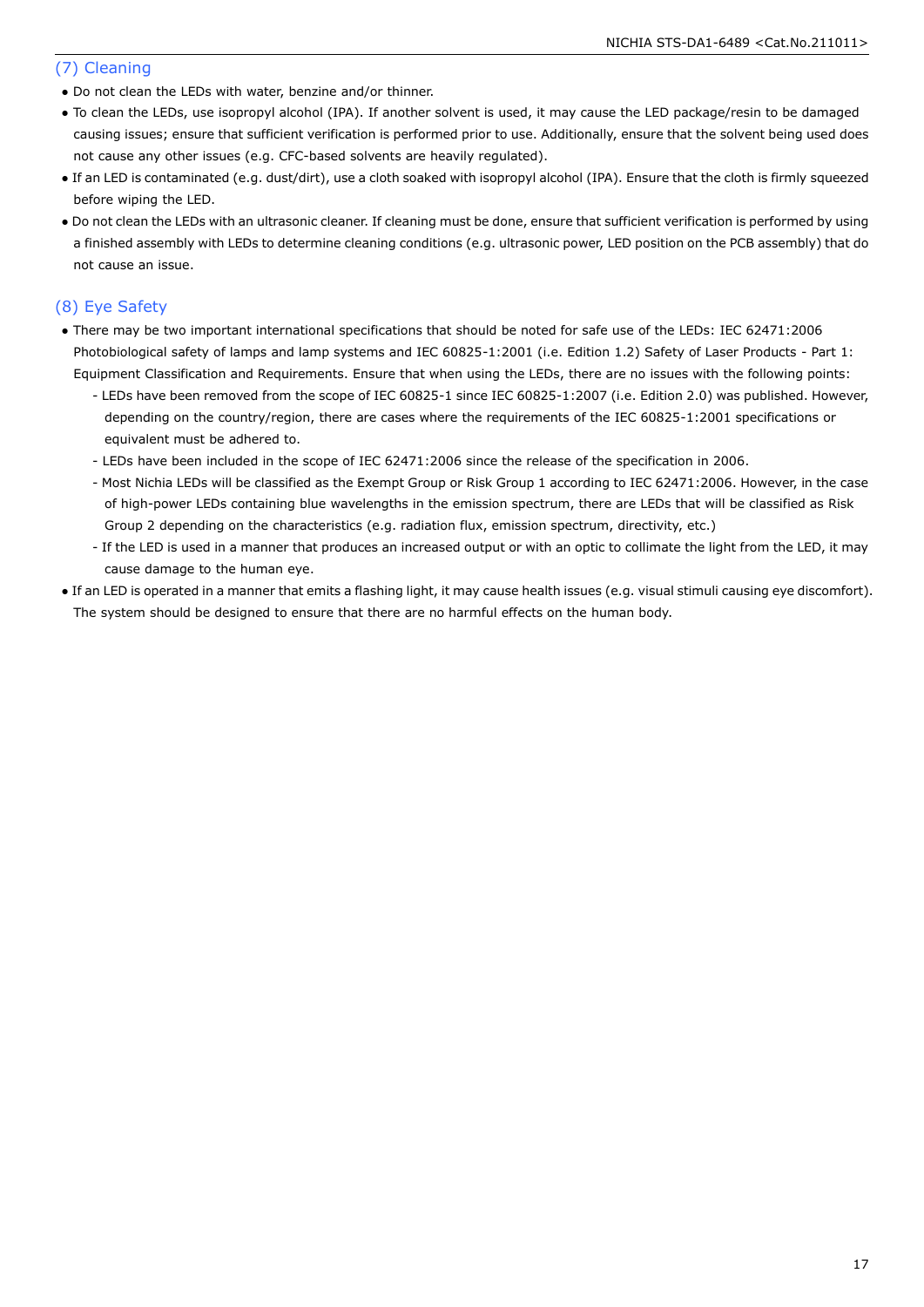## (7) Cleaning

- Do not clean the LEDs with water, benzine and/or thinner.
- To clean the LEDs, use isopropyl alcohol (IPA). If another solvent is used, it may cause the LED package/resin to be damaged causing issues; ensure that sufficient verification is performed prior to use. Additionally, ensure that the solvent being used does not cause any other issues (e.g. CFC-based solvents are heavily regulated).
- If an LED is contaminated (e.g. dust/dirt), use a cloth soaked with isopropyl alcohol (IPA). Ensure that the cloth is firmly squeezed before wiping the LED.
- Do not clean the LEDs with an ultrasonic cleaner. If cleaning must be done, ensure that sufficient verification is performed by using a finished assembly with LEDs to determine cleaning conditions (e.g. ultrasonic power, LED position on the PCB assembly) that do not cause an issue.

## (8) Eye Safety

- There may be two important international specifications that should be noted for safe use of the LEDs: IEC 62471:2006 Photobiological safety of lamps and lamp systems and IEC 60825-1:2001 (i.e. Edition 1.2) Safety of Laser Products - Part 1: Equipment Classification and Requirements. Ensure that when using the LEDs, there are no issues with the following points:
  - LEDs have been removed from the scope of IEC 60825-1 since IEC 60825-1:2007 (i.e. Edition 2.0) was published. However, depending on the country/region, there are cases where the requirements of the IEC 60825-1:2001 specifications or equivalent must be adhered to.
  - LEDs have been included in the scope of IEC 62471:2006 since the release of the specification in 2006.
  - Most Nichia LEDs will be classified as the Exempt Group or Risk Group 1 according to IEC 62471:2006. However, in the case of high-power LEDs containing blue wavelengths in the emission spectrum, there are LEDs that will be classified as Risk Group 2 depending on the characteristics (e.g. radiation flux, emission spectrum, directivity, etc.)
  - If the LED is used in a manner that produces an increased output or with an optic to collimate the light from the LED, it may cause damage to the human eye.
- If an LED is operated in a manner that emits a flashing light, it may cause health issues (e.g. visual stimuli causing eye discomfort). The system should be designed to ensure that there are no harmful effects on the human body.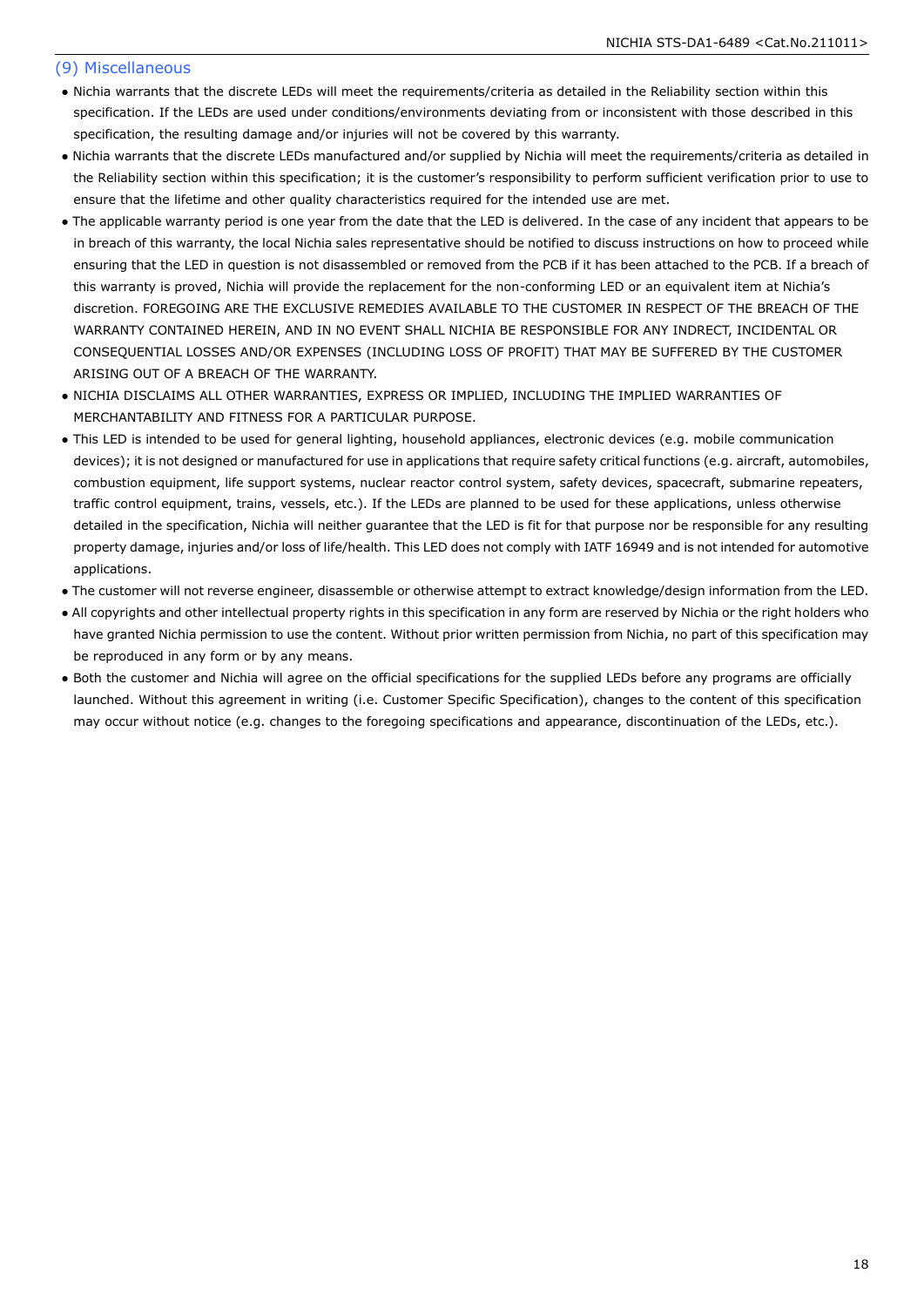## (9) Miscellaneous

- Nichia warrants that the discrete LEDs will meet the requirements/criteria as detailed in the Reliability section within this specification. If the LEDs are used under conditions/environments deviating from or inconsistent with those described in this specification, the resulting damage and/or injuries will not be covered by this warranty.
- Nichia warrants that the discrete LEDs manufactured and/or supplied by Nichia will meet the requirements/criteria as detailed in the Reliability section within this specification; it is the customer's responsibility to perform sufficient verification prior to use to ensure that the lifetime and other quality characteristics required for the intended use are met.
- The applicable warranty period is one year from the date that the LED is delivered. In the case of any incident that appears to be in breach of this warranty, the local Nichia sales representative should be notified to discuss instructions on how to proceed while ensuring that the LED in question is not disassembled or removed from the PCB if it has been attached to the PCB. If a breach of this warranty is proved, Nichia will provide the replacement for the non-conforming LED or an equivalent item at Nichia's discretion. FOREGOING ARE THE EXCLUSIVE REMEDIES AVAILABLE TO THE CUSTOMER IN RESPECT OF THE BREACH OF THE WARRANTY CONTAINED HEREIN, AND IN NO EVENT SHALL NICHIA BE RESPONSIBLE FOR ANY INDRECT, INCIDENTAL OR CONSEQUENTIAL LOSSES AND/OR EXPENSES (INCLUDING LOSS OF PROFIT) THAT MAY BE SUFFERED BY THE CUSTOMER ARISING OUT OF A BREACH OF THE WARRANTY.
- NICHIA DISCLAIMS ALL OTHER WARRANTIES, EXPRESS OR IMPLIED, INCLUDING THE IMPLIED WARRANTIES OF MERCHANTABILITY AND FITNESS FOR A PARTICULAR PURPOSE.
- This LED is intended to be used for general lighting, household appliances, electronic devices (e.g. mobile communication devices); it is not designed or manufactured for use in applications that require safety critical functions (e.g. aircraft, automobiles, combustion equipment, life support systems, nuclear reactor control system, safety devices, spacecraft, submarine repeaters, traffic control equipment, trains, vessels, etc.). If the LEDs are planned to be used for these applications, unless otherwise detailed in the specification, Nichia will neither guarantee that the LED is fit for that purpose nor be responsible for any resulting property damage, injuries and/or loss of life/health. This LED does not comply with IATF 16949 and is not intended for automotive applications.
- The customer will not reverse engineer, disassemble or otherwise attempt to extract knowledge/design information from the LED.
- All copyrights and other intellectual property rights in this specification in any form are reserved by Nichia or the right holders who have granted Nichia permission to use the content. Without prior written permission from Nichia, no part of this specification may be reproduced in any form or by any means.
- Both the customer and Nichia will agree on the official specifications for the supplied LEDs before any programs are officially launched. Without this agreement in writing (i.e. Customer Specific Specification), changes to the content of this specification may occur without notice (e.g. changes to the foregoing specifications and appearance, discontinuation of the LEDs, etc.).